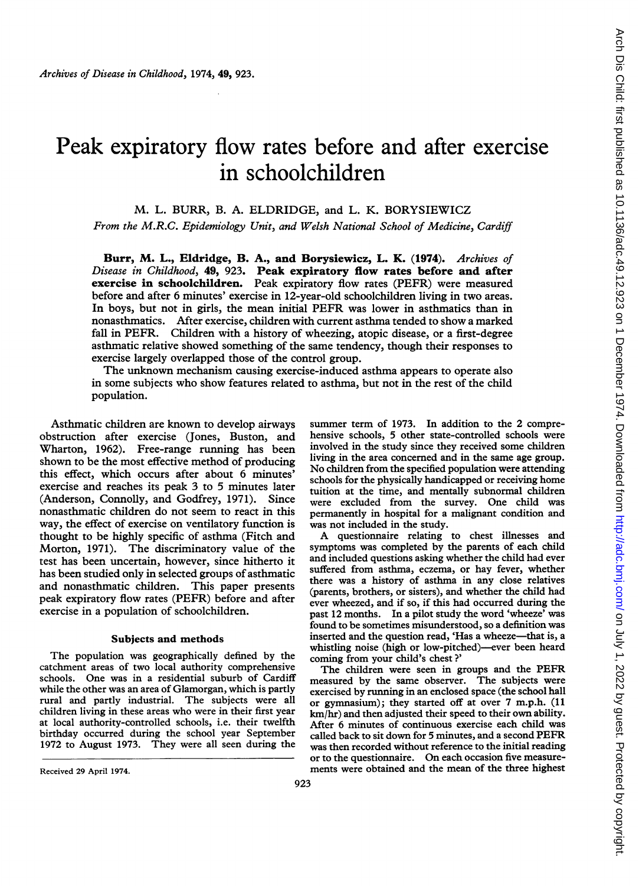# Peak expiratory flow rates before and after exercise in schoolchildren

M. L. BURR, B. A. ELDRIDGE, and L. K. BORYSIEWICZ

*From the M.R.C. Epidemiology Unit, and Welsh National School of Medicine, Cardiff*

**Burr, M. L., Eldridge, B. A., and Borysiewicz, L. K. (1974).** *Archives of Disease in Childhood*, **49**, 923. **Peak expiratory flow rates before and after exercise in schoolchildren.** Peak expiratory flow rates (PEFR) were measured before and after 6 minutes' exercise in 12-year-old schoolchildren living in two areas. In boys, but not in girls, the mean initial PEFR was lower in asthmatics than in nonasthmatics. After exercise, children with current asthma tended to show a marked fall in PEFR. Children with a history of wheezing, atopic disease, or a first-degree asthmatic relative showed something of the same tendency, though their responses to exercise largely overlapped those of the control group.

The unknown mechanism causing exercise-induced asthma appears to operate also in some subjects who show features related to asthma, but not in the rest of the child population.

Asthmatic children are known to develop airways obstruction after exercise (Jones, Buston, and Wharton, 1962). Free-range running has been shown to be the most effective method of producing this effect, which occurs after about 6 minutes' exercise and reaches its peak 3 to 5 minutes later (Anderson, Connolly, and Godfrey, 1971). Since nonasthmatic children do not seem to react in this way, the effect of exercise on ventilatory function is thought to be highly specific of asthma (Fitch and Morton, 1971). The discriminatory value of the test has been uncertain, however, since hitherto it has been studied only in selected groups of asthmatic and nonasthmatic children. This paper presents peak expiratory flow rates (PEFR) before and after exercise in a population of schoolchildren.

## Subjects and methods

The population was geographically defined by the catchment areas of two local authority comprehensive schools. One was in a residential suburb of Cardiff while the other was an area of Glamorgan, which is partly rural and partly industrial. The subjects were all children living in these areas who were in their first year at local authority-controlled schools, i.e. their twelfth birthday occurred during the school year September 1972 to August 1973. They were all seen during the summer term of 1973. In addition to the 2 comprehensive schools, 5 other state-controlled schools were involved in the study since they received some children living in the area concerned and in the same age group. No children from the specified population were attending schools for the physically handicapped or receiving home tuition at the time, and mentally subnormal children were excluded from the survey. One child was permanently in hospital for a malignant condition and was not included in the study.

A questionnaire relating to chest illnesses and symptoms was completed by the parents of each child and included questions asking whether the child had ever suffered from asthma, eczema, or hay fever, whether there was a history of asthma in any close relatives (parents, brothers, or sisters), and whether the child had ever wheezed, and if so, if this had occurred during the past 12 months. In a pilot study the word 'wheeze' was found to be sometimes misunderstood, so a definition was inserted and the question read, 'Has a wheeze—that is, a whistling noise (high or low-pitched)—ever been heard coming from your child's chest?'

The children were seen in groups and the PEFR measured by the same observer. The subjects were exercised by running in an enclosed space (the school hall or gymnasium); they started off at over 7 m.p.h. (11 km/hr) and then adjusted their speed to their own ability. After 6 minutes of continuous exercise each child was called back to sit down for 5 minutes, and a second PEFR was then recorded without reference to the initial reading or to the questionnaire. On each occasion five measurements were obtained and the mean of the three highest

Received 29 April 1974.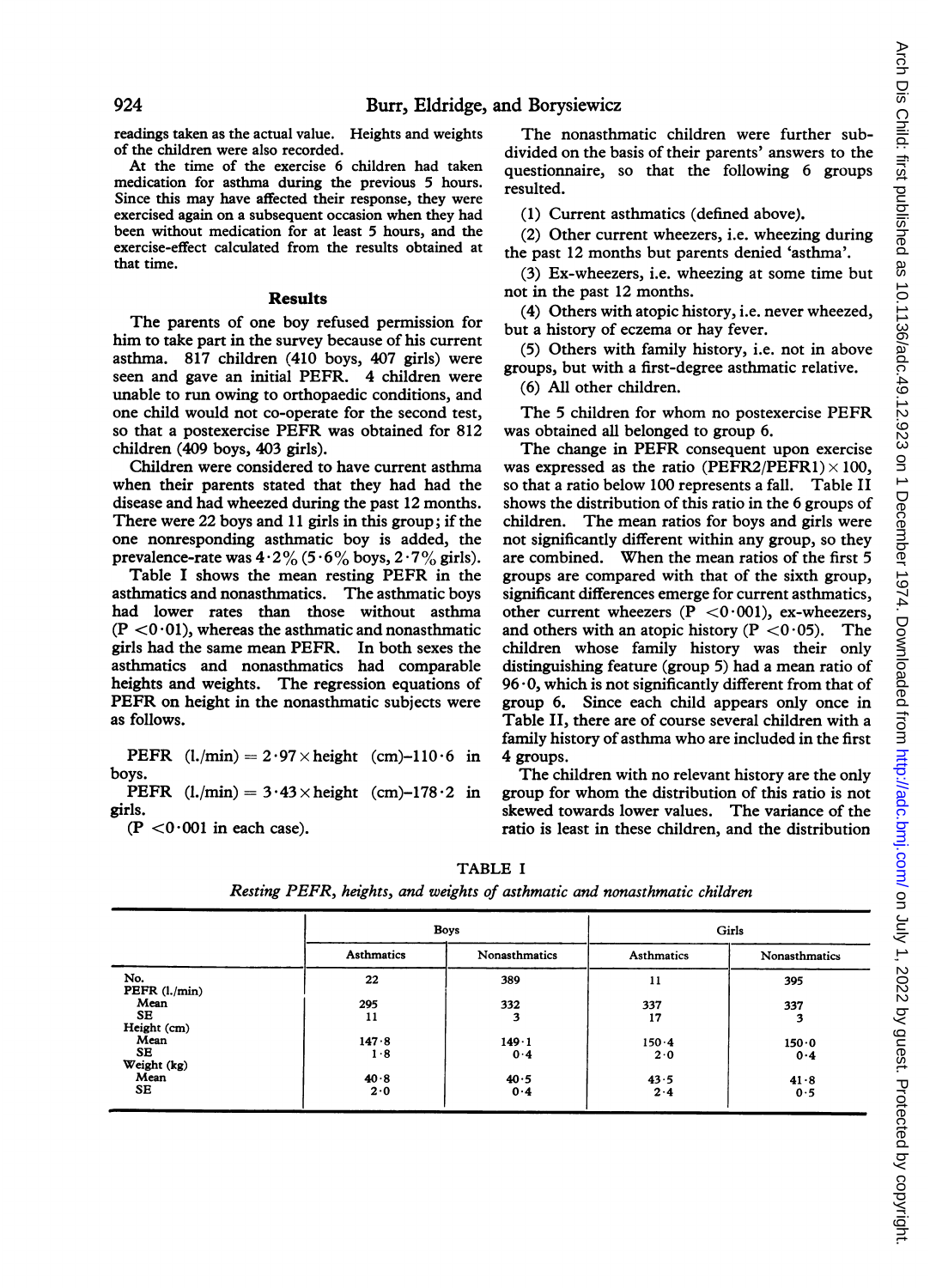readings taken as the actual value. Heights and weights of the children were also recorded.

At the time of the exercise 6 children had taken medication for asthma during the previous 5 hours. Since this may have affected their response, they were exercised again on a subsequent occasion when they had been without medication for at least 5 hours, and the exercise-effect calculated from the results obtained at that time.

## Results

The parents of one boy refused permission for him to take part in the survey because of his current asthma. 817 children (410 boys, 407 girls) were seen and gave an initial PEFR. 4 children were unable to run owing to orthopaedic conditions, and one child would not co-operate for the second test, so that a postexercise PEFR was obtained for 812 children (409 boys, 403 girls).

Children were considered to have current asthma when their parents stated that they had had the disease and had wheezed during the past 12 months. There were 22 boys and 11 girls in this group; if the one nonresponding asthmatic boy is added, the prevalence-rate was 4·2% (5·6% boys, 2·7% girls).

Table I shows the mean resting PEFR in the asthmatics and nonasthmatics. The asthmatic boys had lower rates than those without asthma ($P < 0 \cdot 01$), whereas the asthmatic and nonasthmatic girls had the same mean PEFR. In both sexes the asthmatics and nonasthmatics had comparable heights and weights. The regression equations of PEFR on height in the nonasthmatic subjects were as follows.

PEFR (l./min) = $2 \cdot 97 \times$ height (cm)$-110 \cdot 6$ in boys.

PEFR (l./min) = $3 \cdot 43 \times$ height (cm)$-178 \cdot 2$ in girls.

($P < 0 \cdot 001$ in each case).

The nonasthmatic children were further subdivided on the basis of their parents' answers to the questionnaire, so that the following 6 groups resulted.

(1) Current asthmatics (defined above).

(2) Other current wheezers, i.e. wheezing during the past 12 months but parents denied 'asthma'.

(3) Ex-wheezers, i.e. wheezing at some time but not in the past 12 months.

(4) Others with atopic history, i.e. never wheezed, but a history of eczema or hay fever.

(5) Others with family history, i.e. not in above groups, but with a first-degree asthmatic relative.

(6) All other children.

The 5 children for whom no postexercise PEFR was obtained all belonged to group 6.

The change in PEFR consequent upon exercise was expressed as the ratio (PEFR2/PEFR1) $\times$ 100, so that a ratio below 100 represents a fall. Table II shows the distribution of this ratio in the 6 groups of children. The mean ratios for boys and girls were not significantly different within any group, so they are combined. When the mean ratios of the first 5 groups are compared with that of the sixth group, significant differences emerge for current asthmatics, other current wheezers ($P < 0 \cdot 001$), ex-wheezers, and others with an atopic history ($P < 0 \cdot 05$). The children whose family history was their only distinguishing feature (group 5) had a mean ratio of 96·0, which is not significantly different from that of group 6. Since each child appears only once in Table II, there are of course several children with a family history of asthma who are included in the first 4 groups.

The children with no relevant history are the only group for whom the distribution of this ratio is not skewed towards lower values. The variance of the ratio is least in these children, and the distribution

TABLE I

*Resting PEFR, heights, and weights of asthmatic and nonasthmatic children*

| | Boys | | Girls | |
|---|---|---|---|---|
| | Asthmatics | Nonasthmatics | Asthmatics | Nonasthmatics |
| No. | 22 | 389 | 11 | 395 |
| PEFR (l./min) | | | | |
| Mean | 295 | 332 | 337 | 337 |
| SE | 11 | 3 | 17 | 3 |
| Height (cm) | | | | |
| Mean | 147·8 | 149·1 | 150·4 | 150·0 |
| SE | 1·8 | 0·4 | 2·0 | 0·4 |
| Weight (kg) | | | | |
| Mean | 40·8 | 40·5 | 43·5 | 41·8 |
| SE | 2·0 | 0·4 | 2·4 | 0·5 |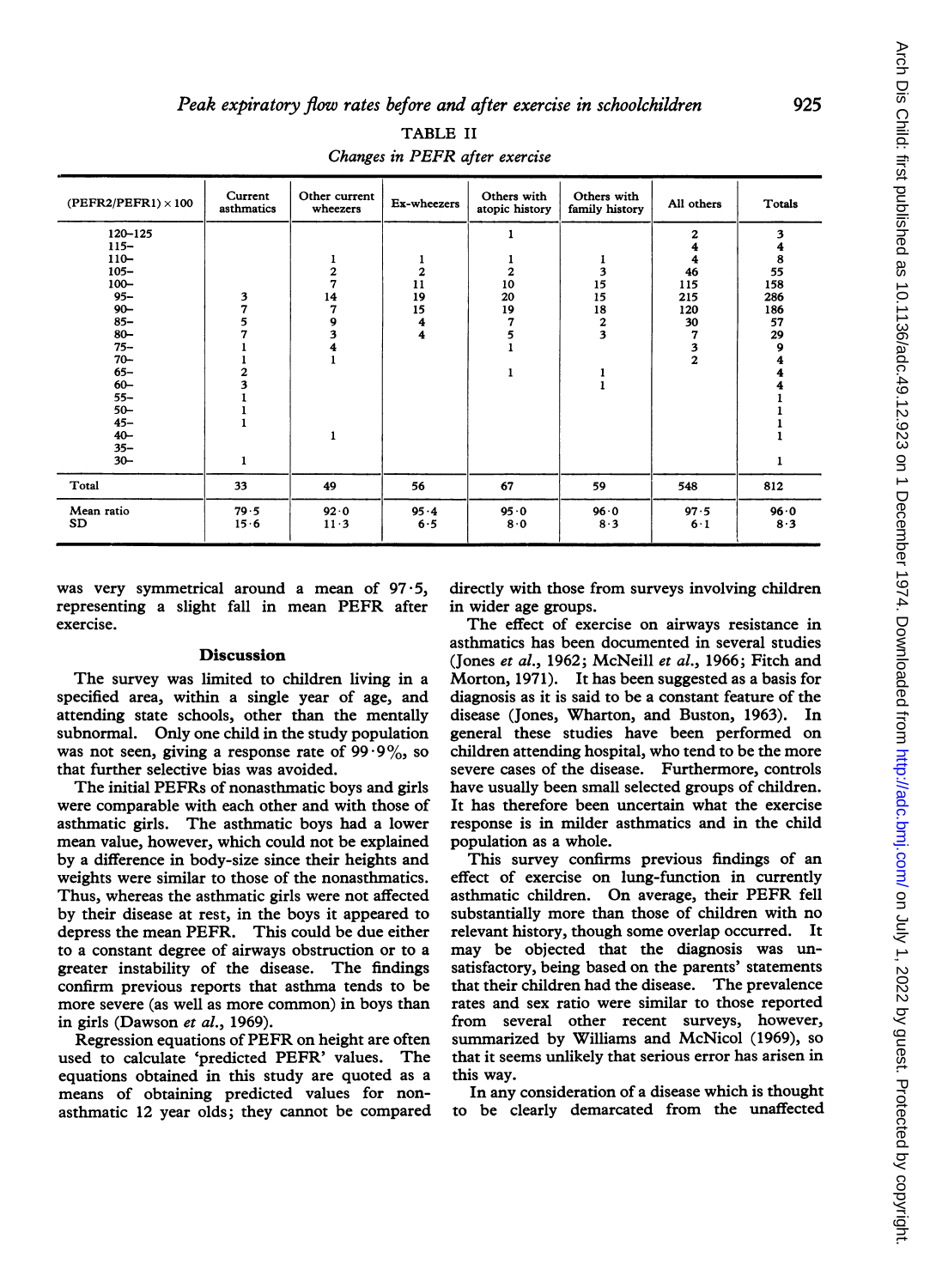TABLE II

*Changes in PEFR after exercise*

| (PEFR2/PEFR1) × 100 | Current asthmatics | Other current wheezers | Ex-wheezers | Others with atopic history | Others with family history | All others | Totals |
|---|---|---|---|---|---|---|---|
| 120–125 | | | | 1 | | 2 | 3 |
| 115– | | | | | | 4 | 4 |
| 110– | | 1 | 1 | 1 | 1 | 4 | 8 |
| 105– | | 2 | 2 | 2 | 3 | 46 | 55 |
| 100– | | 7 | 11 | 10 | 15 | 115 | 158 |
| 95– | 3 | 14 | 19 | 20 | 15 | 215 | 286 |
| 90– | 7 | 7 | 15 | 19 | 18 | 120 | 186 |
| 85– | 5 | 9 | 4 | 7 | 2 | 30 | 57 |
| 80– | 7 | 3 | 4 | 5 | 3 | 7 | 29 |
| 75– | 1 | 4 | | 1 | | 3 | 9 |
| 70– | 1 | 1 | | | | 2 | 4 |
| 65– | 2 | | | 1 | 1 | | 4 |
| 60– | 3 | | | | 1 | | 4 |
| 55– | 1 | | | | | | 1 |
| 50– | 1 | | | | | | 1 |
| 45– | 1 | | | | | | 1 |
| 40– | | 1 | | | | | 1 |
| 35– | | | | | | | |
| 30– | 1 | | | | | | 1 |
| Total | 33 | 49 | 56 | 67 | 59 | 548 | 812 |
| Mean ratio | 79·5 | 92·0 | 95·4 | 95·0 | 96·0 | 97·5 | 96·0 |
| SD | 15·6 | 11·3 | 6·5 | 8·0 | 8·3 | 6·1 | 8·3 |

was very symmetrical around a mean of 97·5, representing a slight fall in mean PEFR after exercise.

## Discussion

The survey was limited to children living in a specified area, within a single year of age, and attending state schools, other than the mentally subnormal. Only one child in the study population was not seen, giving a response rate of 99·9%, so that further selective bias was avoided.

The initial PEFRs of nonasthmatic boys and girls were comparable with each other and with those of asthmatic girls. The asthmatic boys had a lower mean value, however, which could not be explained by a difference in body-size since their heights and weights were similar to those of the nonasthmatics. Thus, whereas the asthmatic girls were not affected by their disease at rest, in the boys it appeared to depress the mean PEFR. This could be due either to a constant degree of airways obstruction or to a greater instability of the disease. The findings confirm previous reports that asthma tends to be more severe (as well as more common) in boys than in girls (Dawson *et al.*, 1969).

Regression equations of PEFR on height are often used to calculate 'predicted PEFR' values. The equations obtained in this study are quoted as a means of obtaining predicted values for non-asthmatic 12 year olds; they cannot be compared directly with those from surveys involving children in wider age groups.

The effect of exercise on airways resistance in asthmatics has been documented in several studies (Jones *et al.*, 1962; McNeill *et al.*, 1966; Fitch and Morton, 1971). It has been suggested as a basis for diagnosis as it is said to be a constant feature of the disease (Jones, Wharton, and Buston, 1963). In general these studies have been performed on children attending hospital, who tend to be the more severe cases of the disease. Furthermore, controls have usually been small selected groups of children. It has therefore been uncertain what the exercise response is in milder asthmatics and in the child population as a whole.

This survey confirms previous findings of an effect of exercise on lung-function in currently asthmatic children. On average, their PEFR fell substantially more than those of children with no relevant history, though some overlap occurred. It may be objected that the diagnosis was unsatisfactory, being based on the parents' statements that their children had the disease. The prevalence rates and sex ratio were similar to those reported from several other recent surveys, however, summarized by Williams and McNicol (1969), so that it seems unlikely that serious error has arisen in this way.

In any consideration of a disease which is thought to be clearly demarcated from the unaffected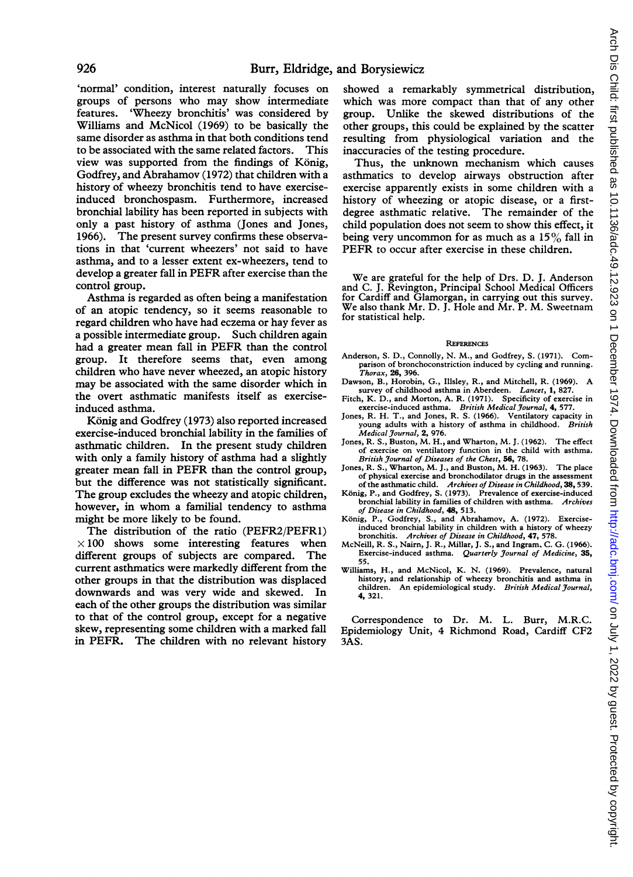'normal' condition, interest naturally focuses on groups of persons who may show intermediate features. 'Wheezy bronchitis' was considered by Williams and McNicol (1969) to be basically the same disorder as asthma in that both conditions tend to be associated with the same related factors. This view was supported from the findings of König, Godfrey, and Abrahamov (1972) that children with a history of wheezy bronchitis tend to have exercise-induced bronchospasm. Furthermore, increased bronchial lability has been reported in subjects with only a past history of asthma (Jones and Jones, 1966). The present survey confirms these observations in that 'current wheezers' not said to have asthma, and to a lesser extent ex-wheezers, tend to develop a greater fall in PEFR after exercise than the control group.

Asthma is regarded as often being a manifestation of an atopic tendency, so it seems reasonable to regard children who have had eczema or hay fever as a possible intermediate group. Such children again had a greater mean fall in PEFR than the control group. It therefore seems that, even among children who have never wheezed, an atopic history may be associated with the same disorder which in the overt asthmatic manifests itself as exercise-induced asthma.

König and Godfrey (1973) also reported increased exercise-induced bronchial lability in the families of asthmatic children. In the present study children with only a family history of asthma had a slightly greater mean fall in PEFR than the control group, but the difference was not statistically significant. The group excludes the wheezy and atopic children, however, in whom a familial tendency to asthma might be more likely to be found.

The distribution of the ratio (PEFR2/PEFR1) $\times 100$ shows some interesting features when different groups of subjects are compared. The current asthmatics were markedly different from the other groups in that the distribution was displaced downwards and was very wide and skewed. In each of the other groups the distribution was similar to that of the control group, except for a negative skew, representing some children with a marked fall in PEFR. The children with no relevant history showed a remarkably symmetrical distribution, which was more compact than that of any other group. Unlike the skewed distributions of the other groups, this could be explained by the scatter resulting from physiological variation and the inaccuracies of the testing procedure.

Thus, the unknown mechanism which causes asthmatics to develop airways obstruction after exercise apparently exists in some children with a history of wheezing or atopic disease, or a first-degree asthmatic relative. The remainder of the child population does not seem to show this effect, it being very uncommon for as much as a 15% fall in PEFR to occur after exercise in these children.

We are grateful for the help of Drs. D. J. Anderson and C. J. Revington, Principal School Medical Officers for Cardiff and Glamorgan, in carrying out this survey. We also thank Mr. D. J. Hole and Mr. P. M. Sweetnam for statistical help.

## References

Anderson, S. D., Connolly, N. M., and Godfrey, S. (1971). Comparison of bronchoconstriction induced by cycling and running. *Thorax*, **26**, 396.

Dawson, B., Horobin, G., Illsley, R., and Mitchell, R. (1969). A survey of childhood asthma in Aberdeen. *Lancet*, **1**, 827.

Fitch, K. D., and Morton, A. R. (1971). Specificity of exercise in exercise-induced asthma. *British Medical Journal*, **4**, 577.

Jones, R. H. T., and Jones, R. S. (1966). Ventilatory capacity in young adults with a history of asthma in childhood. *British Medical Journal*, **2**, 976.

Jones, R. S., Buston, M. H., and Wharton, M. J. (1962). The effect of exercise on ventilatory function in the child with asthma. *British Journal of Diseases of the Chest*, **56**, 78.

Jones, R. S., Wharton, M. J., and Buston, M. H. (1963). The place of physical exercise and bronchodilator drugs in the assessment of the asthmatic child. *Archives of Disease in Childhood*, **38**, 539.

König, P., and Godfrey, S. (1973). Prevalence of exercise-induced bronchial lability in families of children with asthma. *Archives of Disease in Childhood*, **48**, 513.

König, P., Godfrey, S., and Abrahamov, A. (1972). Exercise-induced bronchial lability in children with a history of wheezy bronchitis. *Archives of Disease in Childhood*, **47**, 578.

McNeill, R. S., Nairn, J. R., Millar, J. S., and Ingram, C. G. (1966). Exercise-induced asthma. *Quarterly Journal of Medicine*, **35**, 55.

Williams, H., and McNicol, K. N. (1969). Prevalence, natural history, and relationship of wheezy bronchitis and asthma in children. An epidemiological study. *British Medical Journal*, **4**, 321.

Correspondence to Dr. M. L. Burr, M.R.C. Epidemiology Unit, 4 Richmond Road, Cardiff CF2 3AS.